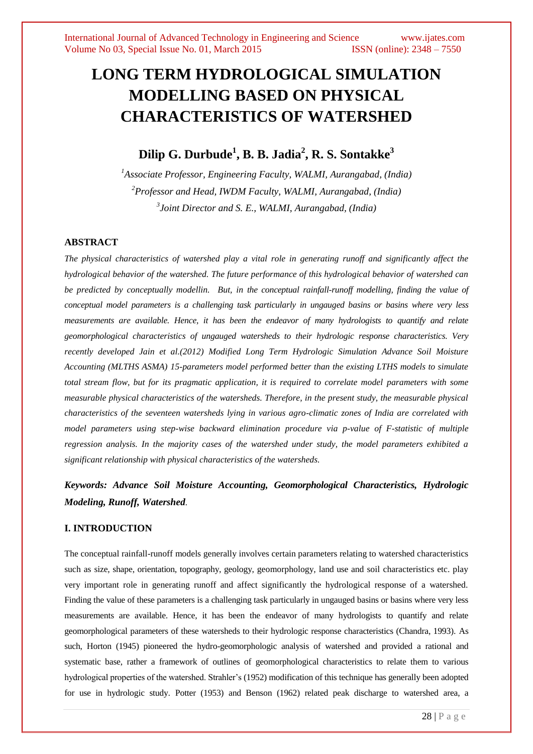# LONG TERM HYDROLOGICAL SIMULATION MODELLING BASED ON PHYSICAL CHARACTERISTICS OF WATERSHED

**Dilip G. Durbude[1], B. B. Jadia[2], R. S. Sontakke[3]**

*[1]Associate Professor, Engineering Faculty, WALMI, Aurangabad, (India)*

*[2]Professor and Head, IWDM Faculty, WALMI, Aurangabad, (India)*

*[3]Joint Director and S. E., WALMI, Aurangabad, (India)*

## ABSTRACT

*The physical characteristics of watershed play a vital role in generating runoff and significantly affect the hydrological behavior of the watershed. The future performance of this hydrological behavior of watershed can be predicted by conceptually modellin. But, in the conceptual rainfall-runoff modelling, finding the value of conceptual model parameters is a challenging task particularly in ungauged basins or basins where very less measurements are available. Hence, it has been the endeavor of many hydrologists to quantify and relate geomorphological characteristics of ungauged watersheds to their hydrologic response characteristics. Very recently developed Jain et al.(2012) Modified Long Term Hydrologic Simulation Advance Soil Moisture Accounting (MLTHS ASMA) 15-parameters model performed better than the existing LTHS models to simulate total stream flow, but for its pragmatic application, it is required to correlate model parameters with some measurable physical characteristics of the watersheds. Therefore, in the present study, the measurable physical characteristics of the seventeen watersheds lying in various agro-climatic zones of India are correlated with model parameters using step-wise backward elimination procedure via p-value of F-statistic of multiple regression analysis. In the majority cases of the watershed under study, the model parameters exhibited a significant relationship with physical characteristics of the watersheds.*

***Keywords: Advance Soil Moisture Accounting, Geomorphological Characteristics, Hydrologic Modeling, Runoff, Watershed**.*

## I. INTRODUCTION

The conceptual rainfall-runoff models generally involves certain parameters relating to watershed characteristics such as size, shape, orientation, topography, geology, geomorphology, land use and soil characteristics etc. play very important role in generating runoff and affect significantly the hydrological response of a watershed. Finding the value of these parameters is a challenging task particularly in ungauged basins or basins where very less measurements are available. Hence, it has been the endeavor of many hydrologists to quantify and relate geomorphological parameters of these watersheds to their hydrologic response characteristics (Chandra, 1993). As such, Horton (1945) pioneered the hydro-geomorphologic analysis of watershed and provided a rational and systematic base, rather a framework of outlines of geomorphological characteristics to relate them to various hydrological properties of the watershed. Strahler's (1952) modification of this technique has generally been adopted for use in hydrologic study. Potter (1953) and Benson (1962) related peak discharge to watershed area, a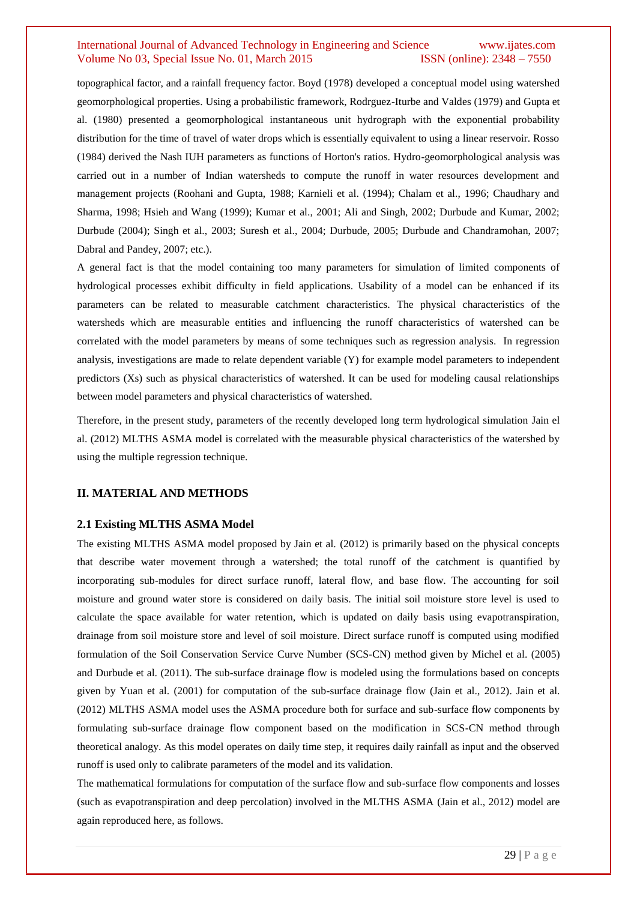topographical factor, and a rainfall frequency factor. Boyd (1978) developed a conceptual model using watershed geomorphological properties. Using a probabilistic framework, Rodrguez-Iturbe and Valdes (1979) and Gupta et al. (1980) presented a geomorphological instantaneous unit hydrograph with the exponential probability distribution for the time of travel of water drops which is essentially equivalent to using a linear reservoir. Rosso (1984) derived the Nash IUH parameters as functions of Horton's ratios. Hydro-geomorphological analysis was carried out in a number of Indian watersheds to compute the runoff in water resources development and management projects (Roohani and Gupta, 1988; Karnieli et al. (1994); Chalam et al., 1996; Chaudhary and Sharma, 1998; Hsieh and Wang (1999); Kumar et al., 2001; Ali and Singh, 2002; Durbude and Kumar, 2002; Durbude (2004); Singh et al., 2003; Suresh et al., 2004; Durbude, 2005; Durbude and Chandramohan, 2007; Dabral and Pandey, 2007; etc.).

A general fact is that the model containing too many parameters for simulation of limited components of hydrological processes exhibit difficulty in field applications. Usability of a model can be enhanced if its parameters can be related to measurable catchment characteristics. The physical characteristics of the watersheds which are measurable entities and influencing the runoff characteristics of watershed can be correlated with the model parameters by means of some techniques such as regression analysis. In regression analysis, investigations are made to relate dependent variable (Y) for example model parameters to independent predictors (Xs) such as physical characteristics of watershed. It can be used for modeling causal relationships between model parameters and physical characteristics of watershed.

Therefore, in the present study, parameters of the recently developed long term hydrological simulation Jain el al. (2012) MLTHS ASMA model is correlated with the measurable physical characteristics of the watershed by using the multiple regression technique.

## II. MATERIAL AND METHODS

### 2.1 Existing MLTHS ASMA Model

The existing MLTHS ASMA model proposed by Jain et al. (2012) is primarily based on the physical concepts that describe water movement through a watershed; the total runoff of the catchment is quantified by incorporating sub-modules for direct surface runoff, lateral flow, and base flow. The accounting for soil moisture and ground water store is considered on daily basis. The initial soil moisture store level is used to calculate the space available for water retention, which is updated on daily basis using evapotranspiration, drainage from soil moisture store and level of soil moisture. Direct surface runoff is computed using modified formulation of the Soil Conservation Service Curve Number (SCS-CN) method given by Michel et al. (2005) and Durbude et al. (2011). The sub-surface drainage flow is modeled using the formulations based on concepts given by Yuan et al. (2001) for computation of the sub-surface drainage flow (Jain et al., 2012). Jain et al. (2012) MLTHS ASMA model uses the ASMA procedure both for surface and sub-surface flow components by formulating sub-surface drainage flow component based on the modification in SCS-CN method through theoretical analogy. As this model operates on daily time step, it requires daily rainfall as input and the observed runoff is used only to calibrate parameters of the model and its validation.

The mathematical formulations for computation of the surface flow and sub-surface flow components and losses (such as evapotranspiration and deep percolation) involved in the MLTHS ASMA (Jain et al., 2012) model are again reproduced here, as follows.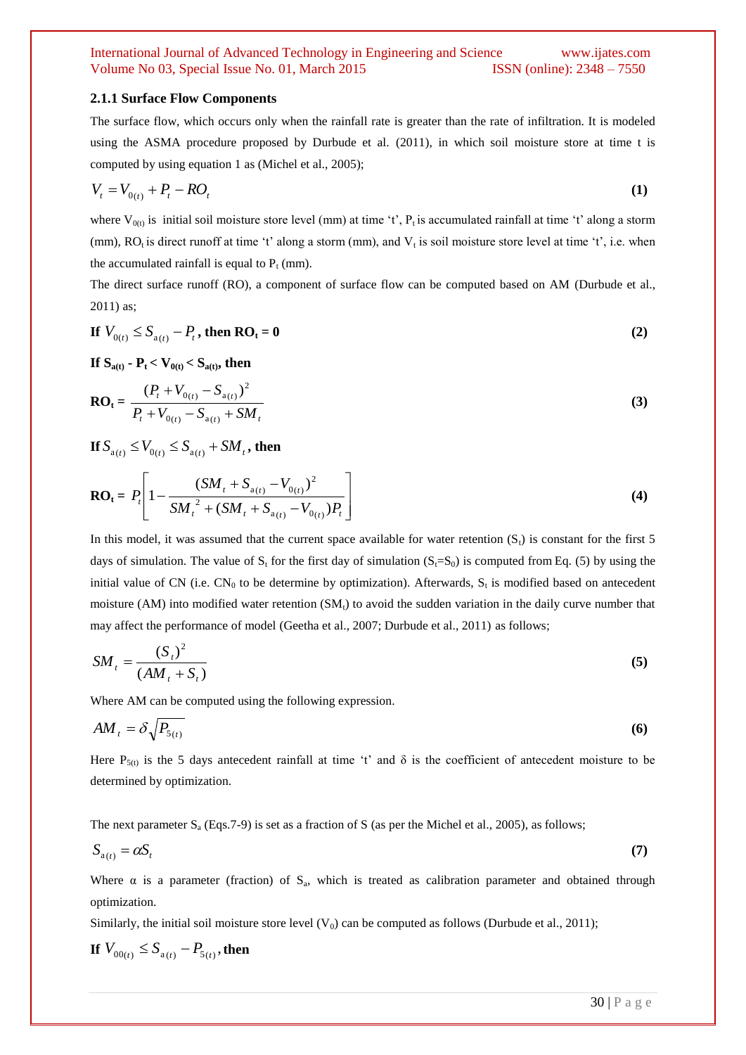### 2.1.1 Surface Flow Components

The surface flow, which occurs only when the rainfall rate is greater than the rate of infiltration. It is modeled using the ASMA procedure proposed by Durbude et al. (2011), in which soil moisture store at time t is computed by using equation 1 as (Michel et al., 2005);

$$V_t = V_{0(t)} + P_t - RO_t \tag{1}$$

where $V_{0(t)}$ is initial soil moisture store level (mm) at time 't', $P_t$ is accumulated rainfall at time 't' along a storm (mm), $RO_t$ is direct runoff at time 't' along a storm (mm), and $V_t$ is soil moisture store level at time 't', i.e. when the accumulated rainfall is equal to $P_t$ (mm).

The direct surface runoff (RO), a component of surface flow can be computed based on AM (Durbude et al., 2011) as;

**If** $V_{0(t)} \leq S_{a(t)} - P_t$**, then** $RO_t = 0$ **(2)**

**If** $S_{a(t)} - P_t < V_{0(t)} < S_{a(t)}$**, then**

$$RO_t = \frac{(P_t + V_{0(t)} - S_{a(t)})^2}{P_t + V_{0(t)} - S_{a(t)} + SM_t} \tag{3}$$

**If** $S_{a(t)} \leq V_{0(t)} \leq S_{a(t)} + SM_t$**, then**

$$RO_t = P_t \left[ 1 - \frac{(SM_t + S_{a(t)} - V_{0(t)})^2}{SM_t^{\,2} + (SM_t + S_{a(t)} - V_{0(t)})P_t} \right] \tag{4}$$

In this model, it was assumed that the current space available for water retention ($S_t$) is constant for the first 5 days of simulation. The value of $S_t$ for the first day of simulation ($S_t$=$S_0$) is computed from Eq. (5) by using the initial value of CN (i.e. $CN_0$ to be determine by optimization). Afterwards, $S_t$ is modified based on antecedent moisture (AM) into modified water retention ($SM_t$) to avoid the sudden variation in the daily curve number that may affect the performance of model (Geetha et al., 2007; Durbude et al., 2011) as follows;

$$SM_t = \frac{(S_t)^2}{(AM_t + S_t)} \tag{5}$$

Where AM can be computed using the following expression.

$$AM_t = \delta \sqrt{P_{5(t)}} \tag{6}$$

Here $P_{5(t)}$ is the 5 days antecedent rainfall at time 't' and δ is the coefficient of antecedent moisture to be determined by optimization.

The next parameter $S_a$ (Eqs.7-9) is set as a fraction of S (as per the Michel et al., 2005), as follows;

$$S_{a(t)} = \alpha S_t \tag{7}$$

Where α is a parameter (fraction) of $S_a$, which is treated as calibration parameter and obtained through optimization.

Similarly, the initial soil moisture store level ($V_0$) can be computed as follows (Durbude et al., 2011);

**If** $V_{00(t)} \leq S_{a(t)} - P_{5(t)}$**, then**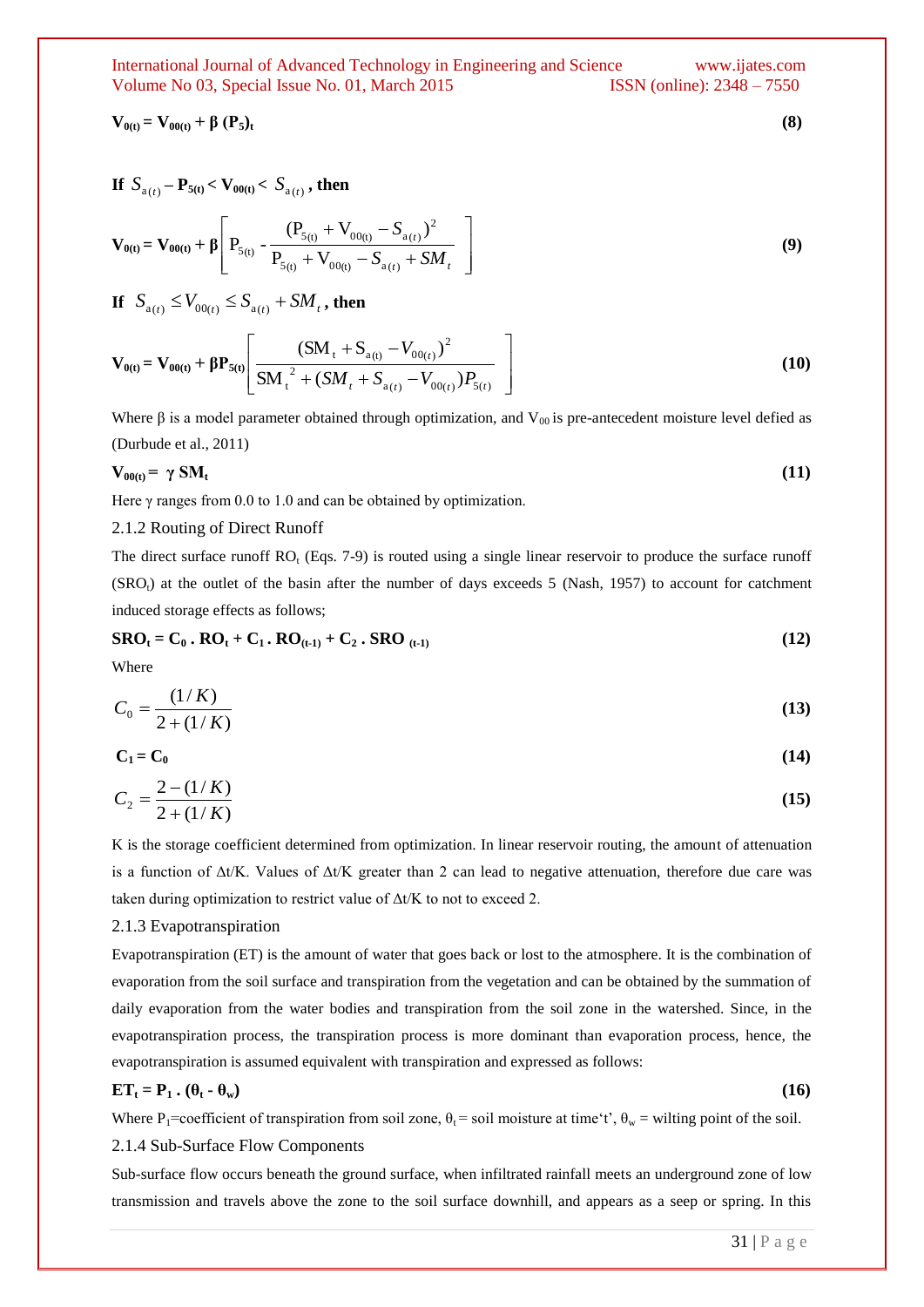$$\mathbf{V_{0(t)} = V_{00(t)} + \beta\,(P_5)_t} \tag{8}$$

**If** $S_{a(t)} - \mathbf{P_{5(t)} < V_{00(t)} <} S_{a(t)}$**, then**

$$\mathbf{V_{0(t)} = V_{00(t)} + \beta} \left[ \mathrm{P_{5(t)}} - \frac{(\mathrm{P_{5(t)}} + \mathrm{V_{00(t)}} - S_{a(t)})^2}{\mathrm{P_{5(t)}} + \mathrm{V_{00(t)}} - S_{a(t)} + SM_t} \right] \tag{9}$$

**If** $S_{a(t)} \le V_{00(t)} \le S_{a(t)} + SM_t$**, then**

$$\mathbf{V_{0(t)} = V_{00(t)} + \beta P_{5(t)}} \left[ \frac{(\mathrm{SM_t} + \mathrm{S_{a(t)}} - V_{00(t)})^2}{\mathrm{SM_t}^2 + (SM_t + S_{a(t)} - V_{00(t)})P_{5(t)}} \right] \tag{10}$$

Where β is a model parameter obtained through optimization, and $V_{00}$ is pre-antecedent moisture level defied as (Durbude et al., 2011)

$$\mathbf{V_{00(t)} = \gamma\, SM_t} \tag{11}$$

Here γ ranges from 0.0 to 1.0 and can be obtained by optimization.

### 2.1.2 Routing of Direct Runoff

The direct surface runoff $RO_t$ (Eqs. 7-9) is routed using a single linear reservoir to produce the surface runoff ($SRO_t$) at the outlet of the basin after the number of days exceeds 5 (Nash, 1957) to account for catchment induced storage effects as follows;

$$\mathbf{SRO_t = C_0 \,.\, RO_t + C_1 \,.\, RO_{(t-1)} + C_2 \,.\, SRO_{(t-1)}} \tag{12}$$

Where

$$C_0 = \frac{(1/K)}{2 + (1/K)} \tag{13}$$

$$\mathbf{C_1 = C_0} \tag{14}$$

$$C_2 = \frac{2 - (1/K)}{2 + (1/K)} \tag{15}$$

K is the storage coefficient determined from optimization. In linear reservoir routing, the amount of attenuation is a function of Δt/K. Values of Δt/K greater than 2 can lead to negative attenuation, therefore due care was taken during optimization to restrict value of Δt/K to not to exceed 2.

### 2.1.3 Evapotranspiration

Evapotranspiration (ET) is the amount of water that goes back or lost to the atmosphere. It is the combination of evaporation from the soil surface and transpiration from the vegetation and can be obtained by the summation of daily evaporation from the water bodies and transpiration from the soil zone in the watershed. Since, in the evapotranspiration process, the transpiration process is more dominant than evaporation process, hence, the evapotranspiration is assumed equivalent with transpiration and expressed as follows:

$$\mathbf{ET_t = P_1 \,.\, (\theta_t - \theta_w)} \tag{16}$$

Where $P_1$=coefficient of transpiration from soil zone, $\theta_t$ = soil moisture at time't', $\theta_w$ = wilting point of the soil.

### 2.1.4 Sub-Surface Flow Components

Sub-surface flow occurs beneath the ground surface, when infiltrated rainfall meets an underground zone of low transmission and travels above the zone to the soil surface downhill, and appears as a seep or spring. In this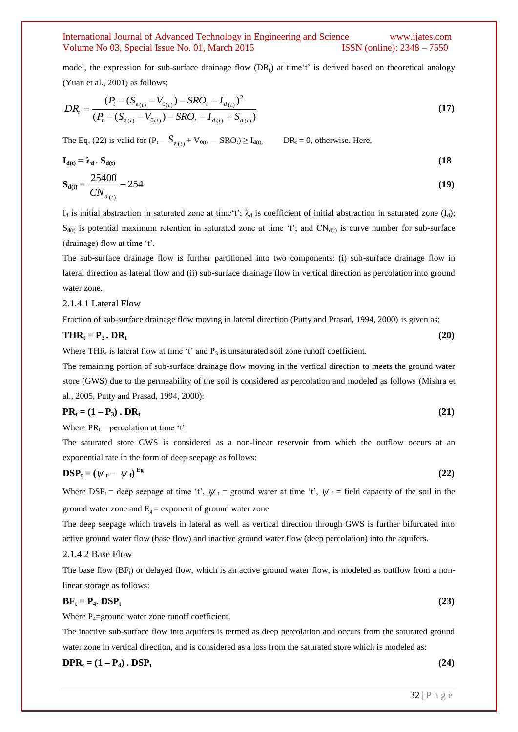model, the expression for sub-surface drainage flow ($DR_t$) at time'‘t’ is derived based on theoretical analogy (Yuan et al., 2001) as follows;

$$DR_t = \frac{(P_t - (S_{a(t)} - V_{0(t)}) - SRO_t - I_{d(t)})^2}{(P_t - (S_{a(t)} - V_{0(t)}) - SRO_t - I_{d(t)} + S_{d(t)})} \tag{17}$$

The Eq. (22) is valid for ($P_t - S_{a(t)} + V_{0(t)} - SRO_t) \geq I_{d(t);}$ $DR_t = 0$, otherwise. Here,

$$\mathbf{I_{d(t)} = \lambda_d \cdot S_{d(t)}} \tag{18}$$

$$\mathbf{S_{d(t)}} = \frac{25400}{CN_{d(t)}} - 254 \tag{19}$$

$I_d$ is initial abstraction in saturated zone at time‘t’; $\lambda_d$ is coefficient of initial abstraction in saturated zone ($I_d$); $S_{d(t)}$ is potential maximum retention in saturated zone at time ‘t’; and $CN_{d(t)}$ is curve number for sub-surface (drainage) flow at time ‘t’.

The sub-surface drainage flow is further partitioned into two components: (i) sub-surface drainage flow in lateral direction as lateral flow and (ii) sub-surface drainage flow in vertical direction as percolation into ground water zone.

2.1.4.1 Lateral Flow

Fraction of sub-surface drainage flow moving in lateral direction (Putty and Prasad, 1994, 2000) is given as:

$$\mathbf{THR_t = P_3 \cdot DR_t} \tag{20}$$

Where $THR_t$ is lateral flow at time ‘t’ and $P_3$ is unsaturated soil zone runoff coefficient.

The remaining portion of sub-surface drainage flow moving in the vertical direction to meets the ground water store (GWS) due to the permeability of the soil is considered as percolation and modeled as follows (Mishra et al., 2005, Putty and Prasad, 1994, 2000):

$$\mathbf{PR_t = (1 - P_3) \cdot DR_t} \tag{21}$$

Where $PR_t$ = percolation at time ‘t’.

The saturated store GWS is considered as a non-linear reservoir from which the outflow occurs at an exponential rate in the form of deep seepage as follows:

$$\mathbf{DSP_t = (\psi_t - \psi_f)^{Eg}} \tag{22}$$

Where $DSP_t$ = deep seepage at time ‘t’, $\psi_t$ = ground water at time ‘t’, $\psi_f$ = field capacity of the soil in the ground water zone and $E_g$ = exponent of ground water zone

The deep seepage which travels in lateral as well as vertical direction through GWS is further bifurcated into active ground water flow (base flow) and inactive ground water flow (deep percolation) into the aquifers.

2.1.4.2 Base Flow

The base flow ($BF_t$) or delayed flow, which is an active ground water flow, is modeled as outflow from a non-linear storage as follows:

$$\mathbf{BF_t = P_4 \cdot DSP_t} \tag{23}$$

Where $P_4$=ground water zone runoff coefficient.

The inactive sub-surface flow into aquifers is termed as deep percolation and occurs from the saturated ground water zone in vertical direction, and is considered as a loss from the saturated store which is modeled as:

$$\mathbf{DPR_t = (1 - P_4) \cdot DSP_t} \tag{24}$$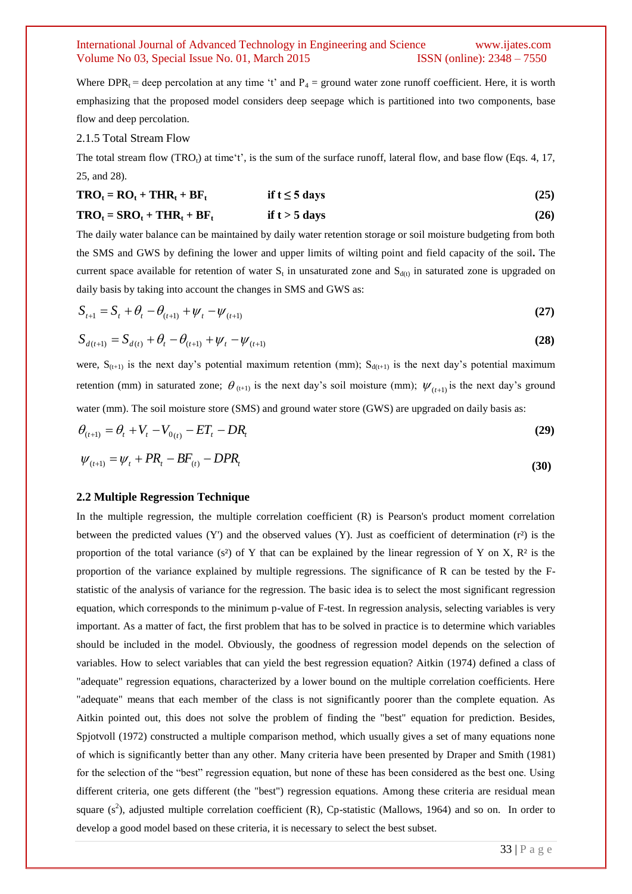Where $DPR_t$ = deep percolation at any time 't' and $P_4$ = ground water zone runoff coefficient. Here, it is worth emphasizing that the proposed model considers deep seepage which is partitioned into two components, base flow and deep percolation.

### 2.1.5 Total Stream Flow

The total stream flow ($TRO_t$) at time't', is the sum of the surface runoff, lateral flow, and base flow (Eqs. 4, 17, 25, and 28).

$$\mathbf{TRO_t = RO_t + THR_t + BF_t} \qquad \textbf{if } t \leq 5 \textbf{ days} \tag{25}$$

$$\mathbf{TRO_t = SRO_t + THR_t + BF_t} \qquad \textbf{if } t > 5 \textbf{ days} \tag{26}$$

The daily water balance can be maintained by daily water retention storage or soil moisture budgeting from both the SMS and GWS by defining the lower and upper limits of wilting point and field capacity of the soil**.** The current space available for retention of water $S_t$ in unsaturated zone and $S_{d(t)}$ in saturated zone is upgraded on daily basis by taking into account the changes in SMS and GWS as:

$$S_{t+1} = S_t + \theta_t - \theta_{(t+1)} + \psi_t - \psi_{(t+1)} \tag{27}$$

$$S_{d(t+1)} = S_{d(t)} + \theta_t - \theta_{(t+1)} + \psi_t - \psi_{(t+1)} \tag{28}$$

were, $S_{(t+1)}$ is the next day's potential maximum retention (mm); $S_{d(t+1)}$ is the next day's potential maximum retention (mm) in saturated zone; $\theta_{(t+1)}$ is the next day's soil moisture (mm); $\psi_{(t+1)}$ is the next day's ground water (mm). The soil moisture store (SMS) and ground water store (GWS) are upgraded on daily basis as:

$$\theta_{(t+1)} = \theta_t + V_t - V_{0(t)} - ET_t - DR_t \tag{29}$$

$$\psi_{(t+1)} = \psi_t + PR_t - BF_{(t)} - DPR_t \tag{30}$$

## 2.2 Multiple Regression Technique

In the multiple regression, the multiple correlation coefficient (R) is Pearson's product moment correlation between the predicted values (Y') and the observed values (Y). Just as coefficient of determination ($r^2$) is the proportion of the total variance ($s^2$) of Y that can be explained by the linear regression of Y on X, $R^2$ is the proportion of the variance explained by multiple regressions. The significance of R can be tested by the F-statistic of the analysis of variance for the regression. The basic idea is to select the most significant regression equation, which corresponds to the minimum p-value of F-test. In regression analysis, selecting variables is very important. As a matter of fact, the first problem that has to be solved in practice is to determine which variables should be included in the model. Obviously, the goodness of regression model depends on the selection of variables. How to select variables that can yield the best regression equation? Aitkin (1974) defined a class of "adequate" regression equations, characterized by a lower bound on the multiple correlation coefficients. Here "adequate" means that each member of the class is not significantly poorer than the complete equation. As Aitkin pointed out, this does not solve the problem of finding the "best" equation for prediction. Besides, Spjotvoll (1972) constructed a multiple comparison method, which usually gives a set of many equations none of which is significantly better than any other. Many criteria have been presented by Draper and Smith (1981) for the selection of the "best" regression equation, but none of these has been considered as the best one. Using different criteria, one gets different (the "best") regression equations. Among these criteria are residual mean square ($s^2$), adjusted multiple correlation coefficient (R), Cp-statistic (Mallows, 1964) and so on. In order to develop a good model based on these criteria, it is necessary to select the best subset.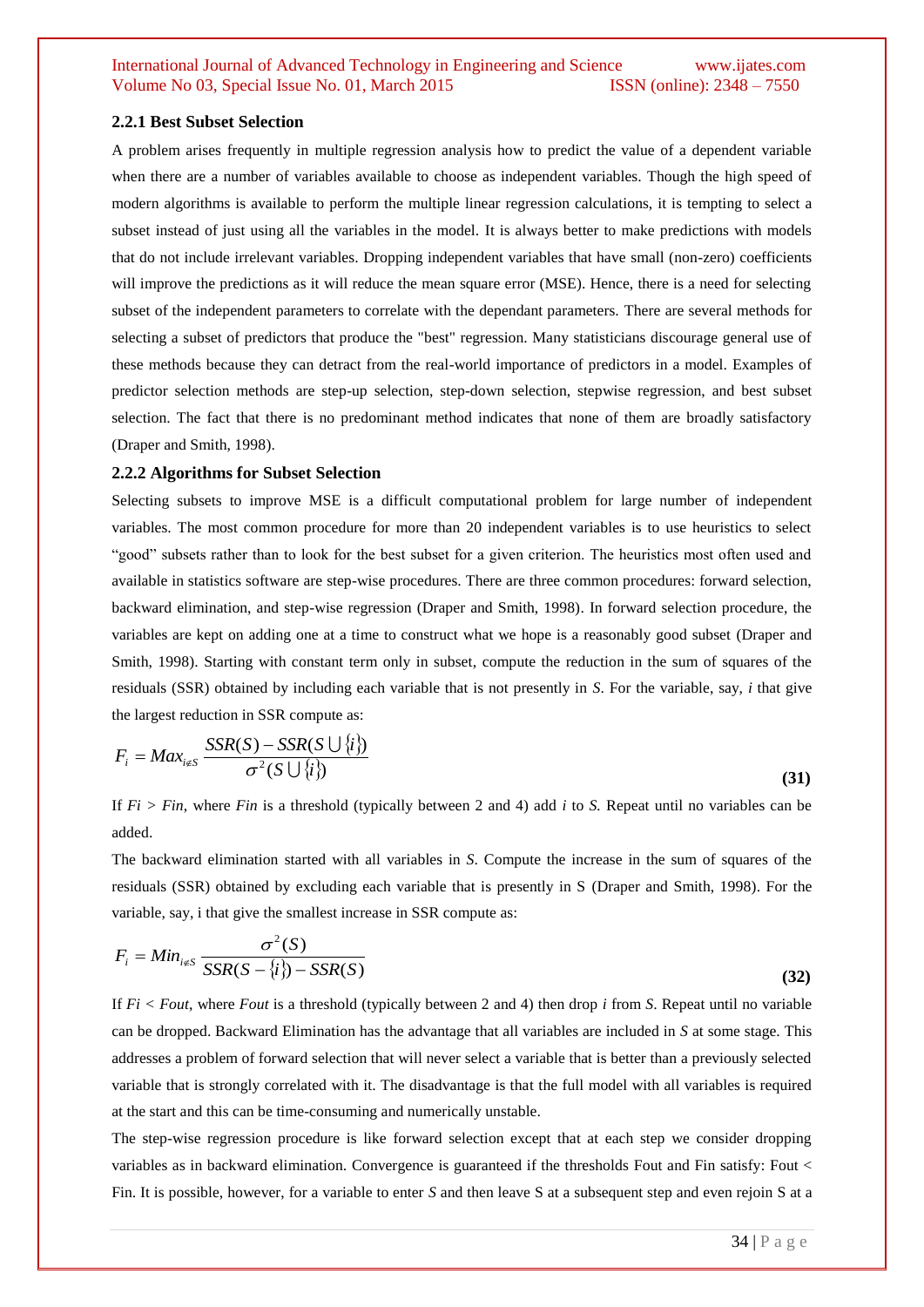### 2.2.1 Best Subset Selection

A problem arises frequently in multiple regression analysis how to predict the value of a dependent variable when there are a number of variables available to choose as independent variables. Though the high speed of modern algorithms is available to perform the multiple linear regression calculations, it is tempting to select a subset instead of just using all the variables in the model. It is always better to make predictions with models that do not include irrelevant variables. Dropping independent variables that have small (non-zero) coefficients will improve the predictions as it will reduce the mean square error (MSE). Hence, there is a need for selecting subset of the independent parameters to correlate with the dependant parameters. There are several methods for selecting a subset of predictors that produce the "best" regression. Many statisticians discourage general use of these methods because they can detract from the real-world importance of predictors in a model. Examples of predictor selection methods are step-up selection, step-down selection, stepwise regression, and best subset selection. The fact that there is no predominant method indicates that none of them are broadly satisfactory (Draper and Smith, 1998).

### 2.2.2 Algorithms for Subset Selection

Selecting subsets to improve MSE is a difficult computational problem for large number of independent variables. The most common procedure for more than 20 independent variables is to use heuristics to select "good" subsets rather than to look for the best subset for a given criterion. The heuristics most often used and available in statistics software are step-wise procedures. There are three common procedures: forward selection, backward elimination, and step-wise regression (Draper and Smith, 1998). In forward selection procedure, the variables are kept on adding one at a time to construct what we hope is a reasonably good subset (Draper and Smith, 1998). Starting with constant term only in subset, compute the reduction in the sum of squares of the residuals (SSR) obtained by including each variable that is not presently in *S*. For the variable, say, *i* that give the largest reduction in SSR compute as:

$$F_i = Max_{i \notin S} \frac{SSR(S) - SSR(S \cup \{i\})}{\sigma^2(S \cup \{i\})} \tag{31}$$

If $Fi > Fin$, where $Fin$ is a threshold (typically between 2 and 4) add *i* to *S*. Repeat until no variables can be added.

The backward elimination started with all variables in *S*. Compute the increase in the sum of squares of the residuals (SSR) obtained by excluding each variable that is presently in S (Draper and Smith, 1998). For the variable, say, i that give the smallest increase in SSR compute as:

$$F_i = Min_{i \notin S} \frac{\sigma^2(S)}{SSR(S - \{i\}) - SSR(S)} \tag{32}$$

If $Fi < Fout$, where $Fout$ is a threshold (typically between 2 and 4) then drop *i* from *S*. Repeat until no variable can be dropped. Backward Elimination has the advantage that all variables are included in *S* at some stage. This addresses a problem of forward selection that will never select a variable that is better than a previously selected variable that is strongly correlated with it. The disadvantage is that the full model with all variables is required at the start and this can be time-consuming and numerically unstable.

The step-wise regression procedure is like forward selection except that at each step we consider dropping variables as in backward elimination. Convergence is guaranteed if the thresholds Fout and Fin satisfy: Fout < Fin. It is possible, however, for a variable to enter *S* and then leave S at a subsequent step and even rejoin S at a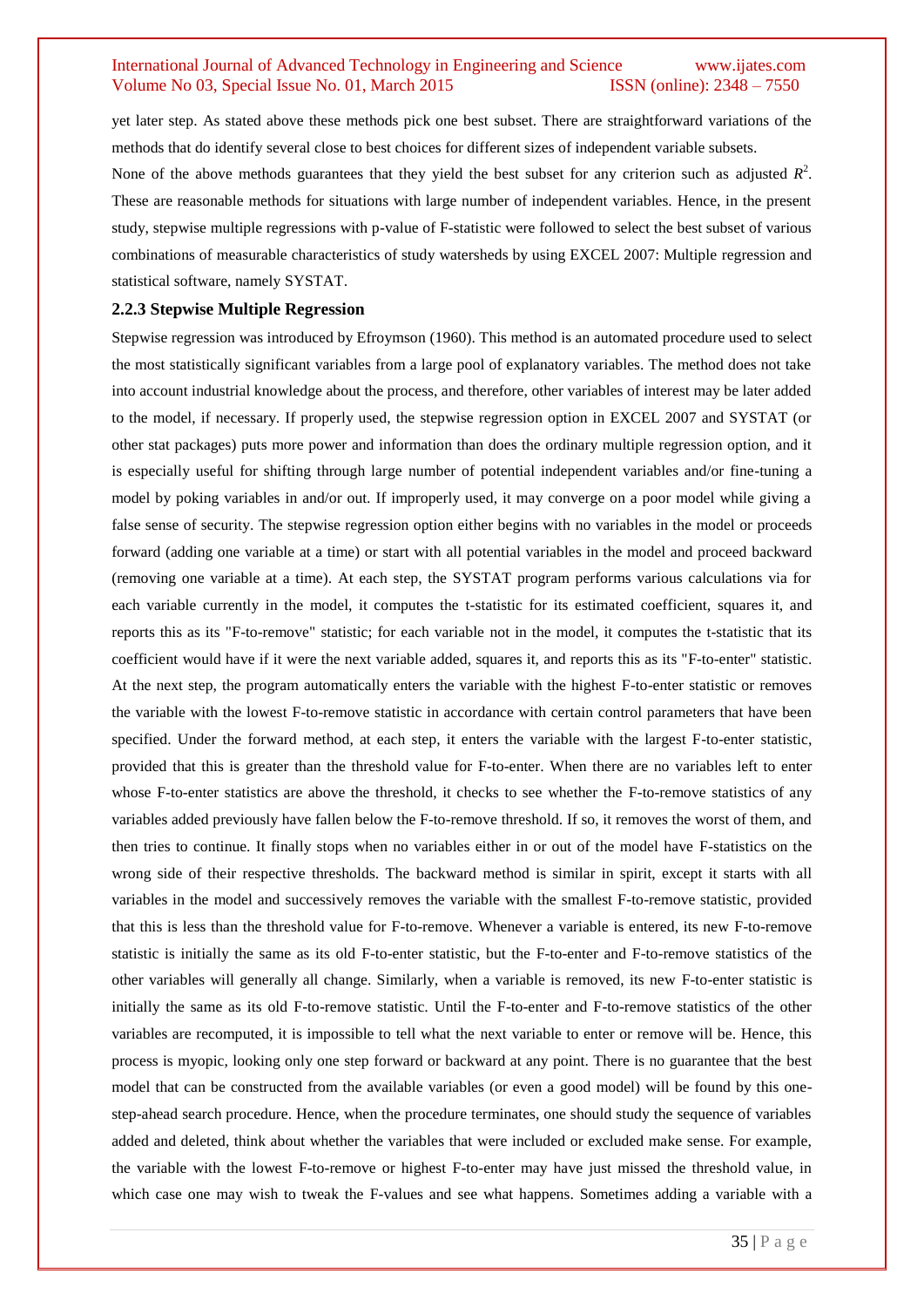yet later step. As stated above these methods pick one best subset. There are straightforward variations of the methods that do identify several close to best choices for different sizes of independent variable subsets.

None of the above methods guarantees that they yield the best subset for any criterion such as adjusted $R^2$. These are reasonable methods for situations with large number of independent variables. Hence, in the present study, stepwise multiple regressions with p-value of F-statistic were followed to select the best subset of various combinations of measurable characteristics of study watersheds by using EXCEL 2007: Multiple regression and statistical software, namely SYSTAT.

### 2.2.3 Stepwise Multiple Regression

Stepwise regression was introduced by Efroymson (1960). This method is an automated procedure used to select the most statistically significant variables from a large pool of explanatory variables. The method does not take into account industrial knowledge about the process, and therefore, other variables of interest may be later added to the model, if necessary. If properly used, the stepwise regression option in EXCEL 2007 and SYSTAT (or other stat packages) puts more power and information than does the ordinary multiple regression option, and it is especially useful for shifting through large number of potential independent variables and/or fine-tuning a model by poking variables in and/or out. If improperly used, it may converge on a poor model while giving a false sense of security. The stepwise regression option either begins with no variables in the model or proceeds forward (adding one variable at a time) or start with all potential variables in the model and proceed backward (removing one variable at a time). At each step, the SYSTAT program performs various calculations via for each variable currently in the model, it computes the t-statistic for its estimated coefficient, squares it, and reports this as its "F-to-remove" statistic; for each variable not in the model, it computes the t-statistic that its coefficient would have if it were the next variable added, squares it, and reports this as its "F-to-enter" statistic. At the next step, the program automatically enters the variable with the highest F-to-enter statistic or removes the variable with the lowest F-to-remove statistic in accordance with certain control parameters that have been specified. Under the forward method, at each step, it enters the variable with the largest F-to-enter statistic, provided that this is greater than the threshold value for F-to-enter. When there are no variables left to enter whose F-to-enter statistics are above the threshold, it checks to see whether the F-to-remove statistics of any variables added previously have fallen below the F-to-remove threshold. If so, it removes the worst of them, and then tries to continue. It finally stops when no variables either in or out of the model have F-statistics on the wrong side of their respective thresholds. The backward method is similar in spirit, except it starts with all variables in the model and successively removes the variable with the smallest F-to-remove statistic, provided that this is less than the threshold value for F-to-remove. Whenever a variable is entered, its new F-to-remove statistic is initially the same as its old F-to-enter statistic, but the F-to-enter and F-to-remove statistics of the other variables will generally all change. Similarly, when a variable is removed, its new F-to-enter statistic is initially the same as its old F-to-remove statistic. Until the F-to-enter and F-to-remove statistics of the other variables are recomputed, it is impossible to tell what the next variable to enter or remove will be. Hence, this process is myopic, looking only one step forward or backward at any point. There is no guarantee that the best model that can be constructed from the available variables (or even a good model) will be found by this one-step-ahead search procedure. Hence, when the procedure terminates, one should study the sequence of variables added and deleted, think about whether the variables that were included or excluded make sense. For example, the variable with the lowest F-to-remove or highest F-to-enter may have just missed the threshold value, in which case one may wish to tweak the F-values and see what happens. Sometimes adding a variable with a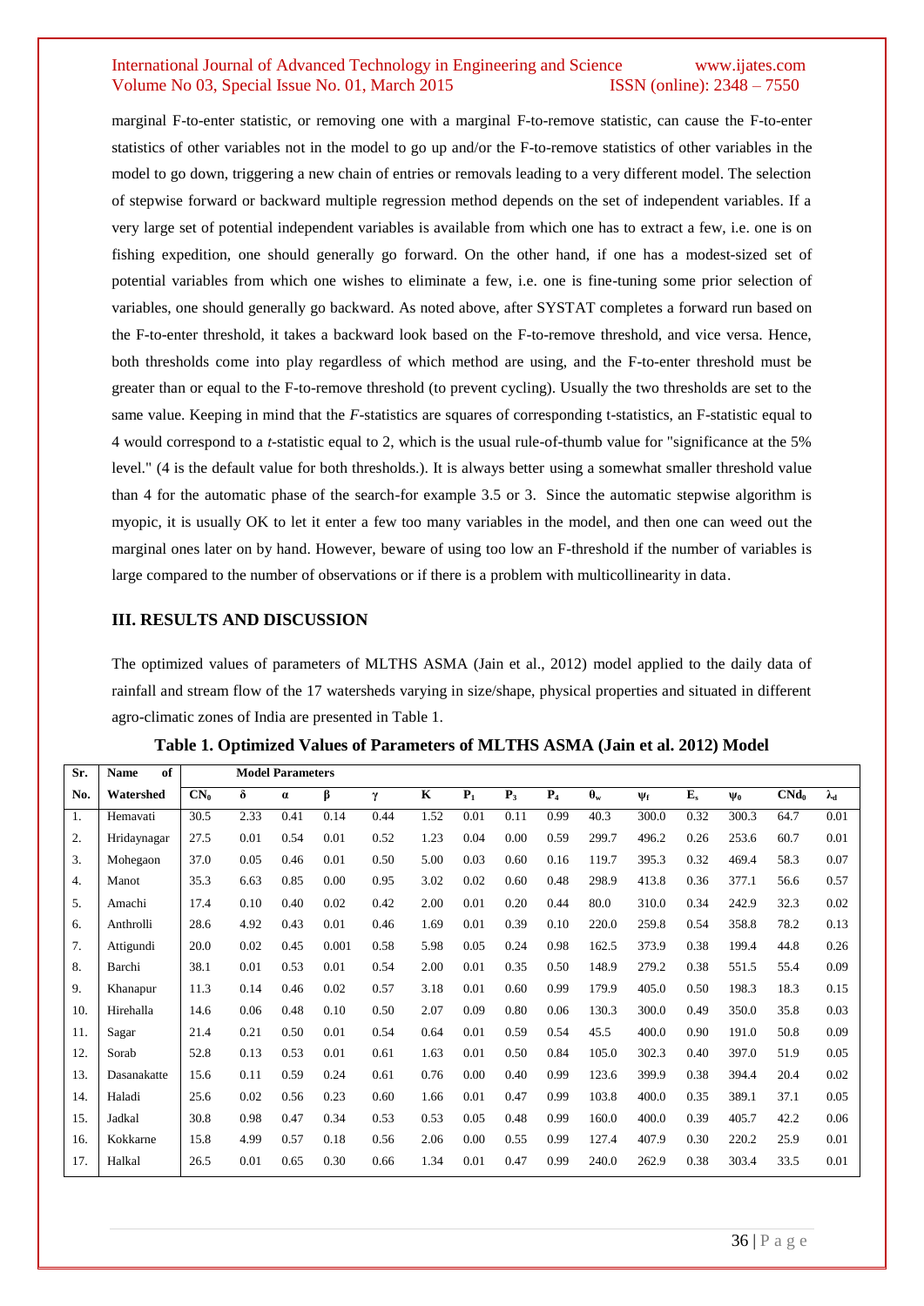marginal F-to-enter statistic, or removing one with a marginal F-to-remove statistic, can cause the F-to-enter statistics of other variables not in the model to go up and/or the F-to-remove statistics of other variables in the model to go down, triggering a new chain of entries or removals leading to a very different model. The selection of stepwise forward or backward multiple regression method depends on the set of independent variables. If a very large set of potential independent variables is available from which one has to extract a few, i.e. one is on fishing expedition, one should generally go forward. On the other hand, if one has a modest-sized set of potential variables from which one wishes to eliminate a few, i.e. one is fine-tuning some prior selection of variables, one should generally go backward. As noted above, after SYSTAT completes a forward run based on the F-to-enter threshold, it takes a backward look based on the F-to-remove threshold, and vice versa. Hence, both thresholds come into play regardless of which method are using, and the F-to-enter threshold must be greater than or equal to the F-to-remove threshold (to prevent cycling). Usually the two thresholds are set to the same value. Keeping in mind that the *F*-statistics are squares of corresponding t-statistics, an F-statistic equal to 4 would correspond to a *t*-statistic equal to 2, which is the usual rule-of-thumb value for "significance at the 5% level." (4 is the default value for both thresholds.). It is always better using a somewhat smaller threshold value than 4 for the automatic phase of the search-for example 3.5 or 3. Since the automatic stepwise algorithm is myopic, it is usually OK to let it enter a few too many variables in the model, and then one can weed out the marginal ones later on by hand. However, beware of using too low an F-threshold if the number of variables is large compared to the number of observations or if there is a problem with multicollinearity in data.

## III. RESULTS AND DISCUSSION

The optimized values of parameters of MLTHS ASMA (Jain et al., 2012) model applied to the daily data of rainfall and stream flow of the 17 watersheds varying in size/shape, physical properties and situated in different agro-climatic zones of India are presented in Table 1.

**Table 1. Optimized Values of Parameters of MLTHS ASMA (Jain et al. 2012) Model**

| Sr. No. | Name of Watershed | Model Parameters | | | | | | | | | | | | | | |
|---|---|---|---|---|---|---|---|---|---|---|---|---|---|---|---|---|
| | | $CN_0$ | $\delta$ | $\alpha$ | $\beta$ | $\gamma$ | K | $P_1$ | $P_3$ | $P_4$ | $\theta_w$ | $\psi_f$ | $E_s$ | $\psi_0$ | $CNd_0$ | $\lambda_d$ |
| 1. | Hemavati | 30.5 | 2.33 | 0.41 | 0.14 | 0.44 | 1.52 | 0.01 | 0.11 | 0.99 | 40.3 | 300.0 | 0.32 | 300.3 | 64.7 | 0.01 |
| 2. | Hridaynagar | 27.5 | 0.01 | 0.54 | 0.01 | 0.52 | 1.23 | 0.04 | 0.00 | 0.59 | 299.7 | 496.2 | 0.26 | 253.6 | 60.7 | 0.01 |
| 3. | Mohegaon | 37.0 | 0.05 | 0.46 | 0.01 | 0.50 | 5.00 | 0.03 | 0.60 | 0.16 | 119.7 | 395.3 | 0.32 | 469.4 | 58.3 | 0.07 |
| 4. | Manot | 35.3 | 6.63 | 0.85 | 0.00 | 0.95 | 3.02 | 0.02 | 0.60 | 0.48 | 298.9 | 413.8 | 0.36 | 377.1 | 56.6 | 0.57 |
| 5. | Amachi | 17.4 | 0.10 | 0.40 | 0.02 | 0.42 | 2.00 | 0.01 | 0.20 | 0.44 | 80.0 | 310.0 | 0.34 | 242.9 | 32.3 | 0.02 |
| 6. | Anthrolli | 28.6 | 4.92 | 0.43 | 0.01 | 0.46 | 1.69 | 0.01 | 0.39 | 0.10 | 220.0 | 259.8 | 0.54 | 358.8 | 78.2 | 0.13 |
| 7. | Attigundi | 20.0 | 0.02 | 0.45 | 0.001 | 0.58 | 5.98 | 0.05 | 0.24 | 0.98 | 162.5 | 373.9 | 0.38 | 199.4 | 44.8 | 0.26 |
| 8. | Barchi | 38.1 | 0.01 | 0.53 | 0.01 | 0.54 | 2.00 | 0.01 | 0.35 | 0.50 | 148.9 | 279.2 | 0.38 | 551.5 | 55.4 | 0.09 |
| 9. | Khanapur | 11.3 | 0.14 | 0.46 | 0.02 | 0.57 | 3.18 | 0.01 | 0.60 | 0.99 | 179.9 | 405.0 | 0.50 | 198.3 | 18.3 | 0.15 |
| 10. | Hirehalla | 14.6 | 0.06 | 0.48 | 0.10 | 0.50 | 2.07 | 0.09 | 0.80 | 0.06 | 130.3 | 300.0 | 0.49 | 350.0 | 35.8 | 0.03 |
| 11. | Sagar | 21.4 | 0.21 | 0.50 | 0.01 | 0.54 | 0.64 | 0.01 | 0.59 | 0.54 | 45.5 | 400.0 | 0.90 | 191.0 | 50.8 | 0.09 |
| 12. | Sorab | 52.8 | 0.13 | 0.53 | 0.01 | 0.61 | 1.63 | 0.01 | 0.50 | 0.84 | 105.0 | 302.3 | 0.40 | 397.0 | 51.9 | 0.05 |
| 13. | Dasanakatte | 15.6 | 0.11 | 0.59 | 0.24 | 0.61 | 0.76 | 0.00 | 0.40 | 0.99 | 123.6 | 399.9 | 0.38 | 394.4 | 20.4 | 0.02 |
| 14. | Haladi | 25.6 | 0.02 | 0.56 | 0.23 | 0.60 | 1.66 | 0.01 | 0.47 | 0.99 | 103.8 | 400.0 | 0.35 | 389.1 | 37.1 | 0.05 |
| 15. | Jadkal | 30.8 | 0.98 | 0.47 | 0.34 | 0.53 | 0.53 | 0.05 | 0.48 | 0.99 | 160.0 | 400.0 | 0.39 | 405.7 | 42.2 | 0.06 |
| 16. | Kokkarne | 15.8 | 4.99 | 0.57 | 0.18 | 0.56 | 2.06 | 0.00 | 0.55 | 0.99 | 127.4 | 407.9 | 0.30 | 220.2 | 25.9 | 0.01 |
| 17. | Halkal | 26.5 | 0.01 | 0.65 | 0.30 | 0.66 | 1.34 | 0.01 | 0.47 | 0.99 | 240.0 | 262.9 | 0.38 | 303.4 | 33.5 | 0.01 |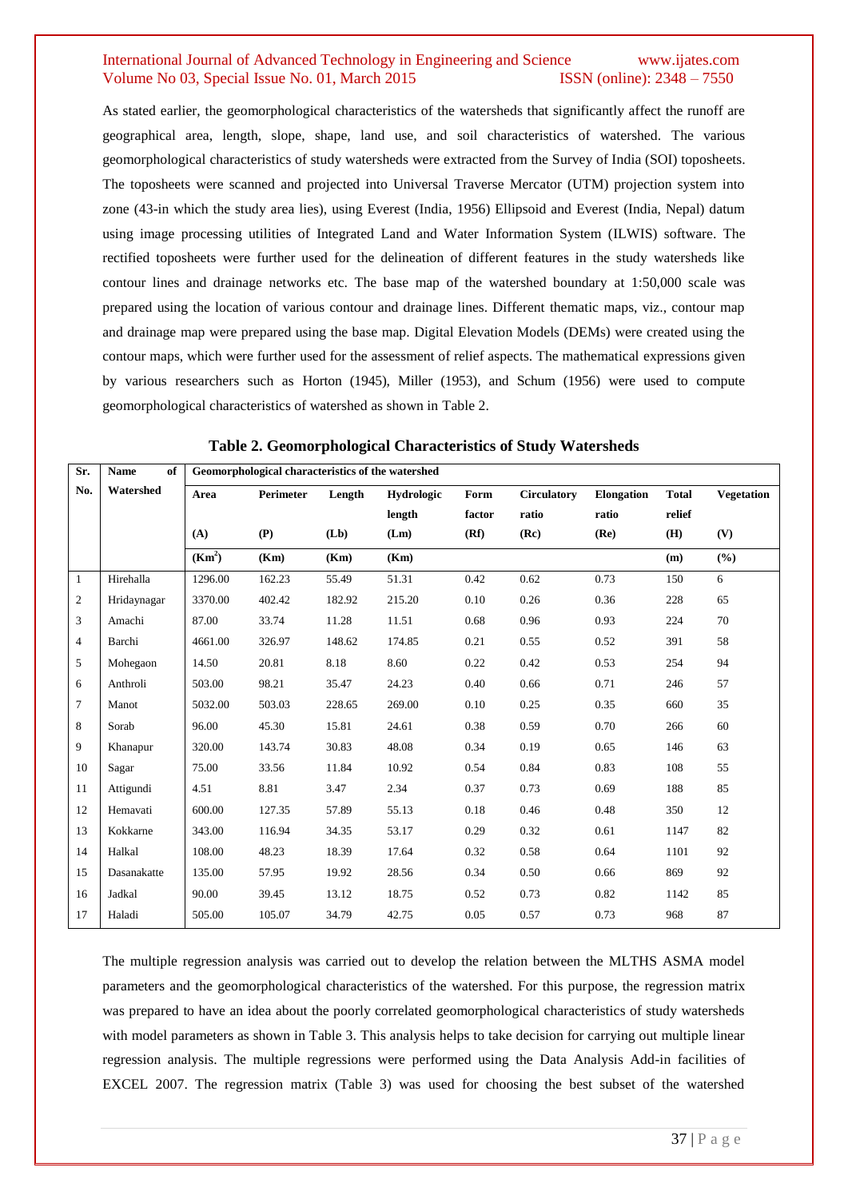As stated earlier, the geomorphological characteristics of the watersheds that significantly affect the runoff are geographical area, length, slope, shape, land use, and soil characteristics of watershed. The various geomorphological characteristics of study watersheds were extracted from the Survey of India (SOI) toposheets. The toposheets were scanned and projected into Universal Traverse Mercator (UTM) projection system into zone (43-in which the study area lies), using Everest (India, 1956) Ellipsoid and Everest (India, Nepal) datum using image processing utilities of Integrated Land and Water Information System (ILWIS) software. The rectified toposheets were further used for the delineation of different features in the study watersheds like contour lines and drainage networks etc. The base map of the watershed boundary at 1:50,000 scale was prepared using the location of various contour and drainage lines. Different thematic maps, viz., contour map and drainage map were prepared using the base map. Digital Elevation Models (DEMs) were created using the contour maps, which were further used for the assessment of relief aspects. The mathematical expressions given by various researchers such as Horton (1945), Miller (1953), and Schum (1956) were used to compute geomorphological characteristics of watershed as shown in Table 2.

**Table 2. Geomorphological Characteristics of Study Watersheds**

| Sr. No. | Name of Watershed | Geomorphological characteristics of the watershed | | | | | | | | |
|---|---|---|---|---|---|---|---|---|---|---|
| | | Area (A) | Perimeter (P) | Length (Lb) | Hydrologic length (Lm) | Form factor (Rf) | Circulatory ratio (Rc) | Elongation ratio (Re) | Total relief (H) | Vegetation (V) |
| | | ($Km^2$) | (Km) | (Km) | (Km) | | | | (m) | (%) |
| 1 | Hirehalla | 1296.00 | 162.23 | 55.49 | 51.31 | 0.42 | 0.62 | 0.73 | 150 | 6 |
| 2 | Hridaynagar | 3370.00 | 402.42 | 182.92 | 215.20 | 0.10 | 0.26 | 0.36 | 228 | 65 |
| 3 | Amachi | 87.00 | 33.74 | 11.28 | 11.51 | 0.68 | 0.96 | 0.93 | 224 | 70 |
| 4 | Barchi | 4661.00 | 326.97 | 148.62 | 174.85 | 0.21 | 0.55 | 0.52 | 391 | 58 |
| 5 | Mohegaon | 14.50 | 20.81 | 8.18 | 8.60 | 0.22 | 0.42 | 0.53 | 254 | 94 |
| 6 | Anthroli | 503.00 | 98.21 | 35.47 | 24.23 | 0.40 | 0.66 | 0.71 | 246 | 57 |
| 7 | Manot | 5032.00 | 503.03 | 228.65 | 269.00 | 0.10 | 0.25 | 0.35 | 660 | 35 |
| 8 | Sorab | 96.00 | 45.30 | 15.81 | 24.61 | 0.38 | 0.59 | 0.70 | 266 | 60 |
| 9 | Khanapur | 320.00 | 143.74 | 30.83 | 48.08 | 0.34 | 0.19 | 0.65 | 146 | 63 |
| 10 | Sagar | 75.00 | 33.56 | 11.84 | 10.92 | 0.54 | 0.84 | 0.83 | 108 | 55 |
| 11 | Attigundi | 4.51 | 8.81 | 3.47 | 2.34 | 0.37 | 0.73 | 0.69 | 188 | 85 |
| 12 | Hemavati | 600.00 | 127.35 | 57.89 | 55.13 | 0.18 | 0.46 | 0.48 | 350 | 12 |
| 13 | Kokkarne | 343.00 | 116.94 | 34.35 | 53.17 | 0.29 | 0.32 | 0.61 | 1147 | 82 |
| 14 | Halkal | 108.00 | 48.23 | 18.39 | 17.64 | 0.32 | 0.58 | 0.64 | 1101 | 92 |
| 15 | Dasanakatte | 135.00 | 57.95 | 19.92 | 28.56 | 0.34 | 0.50 | 0.66 | 869 | 92 |
| 16 | Jadkal | 90.00 | 39.45 | 13.12 | 18.75 | 0.52 | 0.73 | 0.82 | 1142 | 85 |
| 17 | Haladi | 505.00 | 105.07 | 34.79 | 42.75 | 0.05 | 0.57 | 0.73 | 968 | 87 |

The multiple regression analysis was carried out to develop the relation between the MLTHS ASMA model parameters and the geomorphological characteristics of the watershed. For this purpose, the regression matrix was prepared to have an idea about the poorly correlated geomorphological characteristics of study watersheds with model parameters as shown in Table 3. This analysis helps to take decision for carrying out multiple linear regression analysis. The multiple regressions were performed using the Data Analysis Add-in facilities of EXCEL 2007. The regression matrix (Table 3) was used for choosing the best subset of the watershed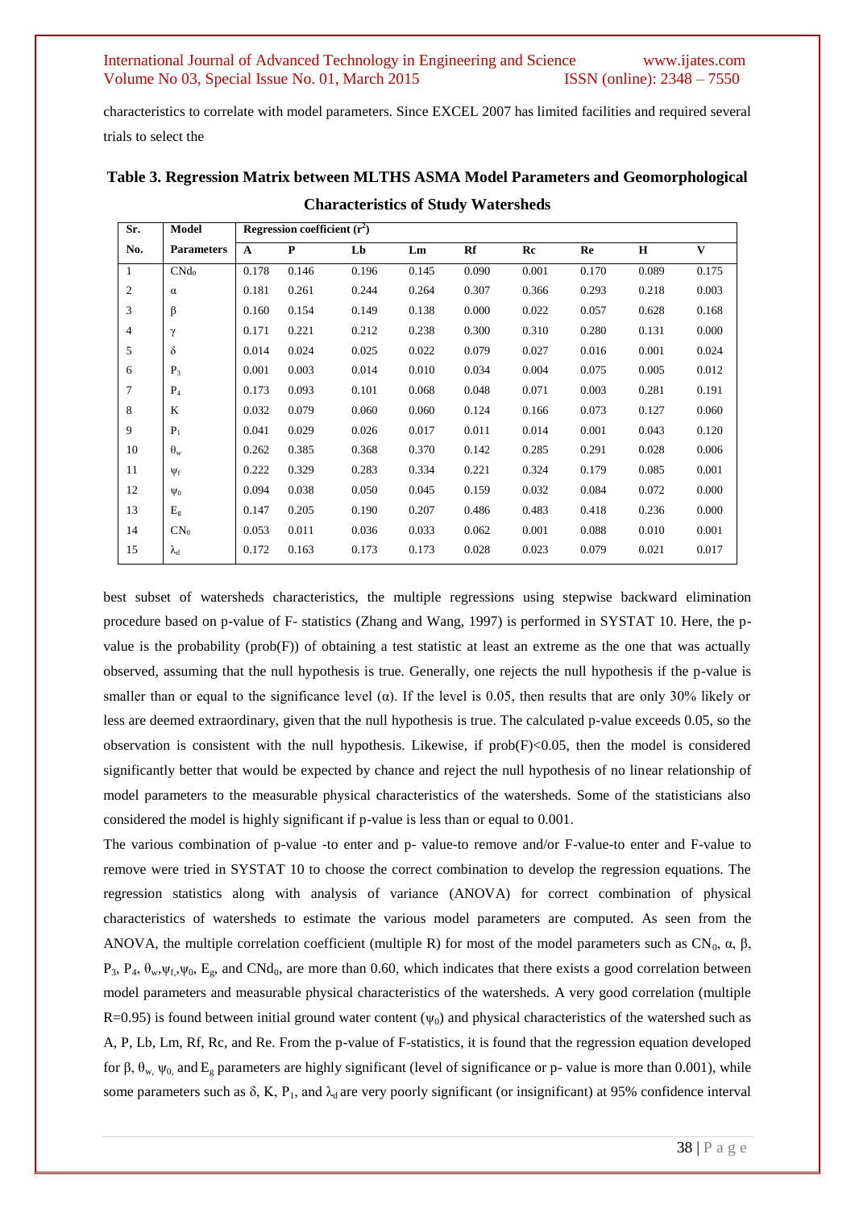characteristics to correlate with model parameters. Since EXCEL 2007 has limited facilities and required several trials to select the

**Table 3. Regression Matrix between MLTHS ASMA Model Parameters and Geomorphological Characteristics of Study Watersheds**

| Sr. No. | Model Parameters | Regression coefficient ($r^2$) | | | | | | | | |
|---|---|---|---|---|---|---|---|---|---|---|
| | | A | P | Lb | Lm | Rf | Rc | Re | H | V |
| 1 | $CNd_0$ | 0.178 | 0.146 | 0.196 | 0.145 | 0.090 | 0.001 | 0.170 | 0.089 | 0.175 |
| 2 | $\alpha$ | 0.181 | 0.261 | 0.244 | 0.264 | 0.307 | 0.366 | 0.293 | 0.218 | 0.003 |
| 3 | $\beta$ | 0.160 | 0.154 | 0.149 | 0.138 | 0.000 | 0.022 | 0.057 | 0.628 | 0.168 |
| 4 | $\gamma$ | 0.171 | 0.221 | 0.212 | 0.238 | 0.300 | 0.310 | 0.280 | 0.131 | 0.000 |
| 5 | $\delta$ | 0.014 | 0.024 | 0.025 | 0.022 | 0.079 | 0.027 | 0.016 | 0.001 | 0.024 |
| 6 | $P_3$ | 0.001 | 0.003 | 0.014 | 0.010 | 0.034 | 0.004 | 0.075 | 0.005 | 0.012 |
| 7 | $P_4$ | 0.173 | 0.093 | 0.101 | 0.068 | 0.048 | 0.071 | 0.003 | 0.281 | 0.191 |
| 8 | K | 0.032 | 0.079 | 0.060 | 0.060 | 0.124 | 0.166 | 0.073 | 0.127 | 0.060 |
| 9 | $P_1$ | 0.041 | 0.029 | 0.026 | 0.017 | 0.011 | 0.014 | 0.001 | 0.043 | 0.120 |
| 10 | $\theta_w$ | 0.262 | 0.385 | 0.368 | 0.370 | 0.142 | 0.285 | 0.291 | 0.028 | 0.006 |
| 11 | $\psi_f$ | 0.222 | 0.329 | 0.283 | 0.334 | 0.221 | 0.324 | 0.179 | 0.085 | 0.001 |
| 12 | $\psi_0$ | 0.094 | 0.038 | 0.050 | 0.045 | 0.159 | 0.032 | 0.084 | 0.072 | 0.000 |
| 13 | $E_g$ | 0.147 | 0.205 | 0.190 | 0.207 | 0.486 | 0.483 | 0.418 | 0.236 | 0.000 |
| 14 | $CN_0$ | 0.053 | 0.011 | 0.036 | 0.033 | 0.062 | 0.001 | 0.088 | 0.010 | 0.001 |
| 15 | $\lambda_d$ | 0.172 | 0.163 | 0.173 | 0.173 | 0.028 | 0.023 | 0.079 | 0.021 | 0.017 |

best subset of watersheds characteristics, the multiple regressions using stepwise backward elimination procedure based on p-value of F- statistics (Zhang and Wang, 1997) is performed in SYSTAT 10. Here, the p-value is the probability (prob(F)) of obtaining a test statistic at least an extreme as the one that was actually observed, assuming that the null hypothesis is true. Generally, one rejects the null hypothesis if the p-value is smaller than or equal to the significance level ($\alpha$). If the level is 0.05, then results that are only 30% likely or less are deemed extraordinary, given that the null hypothesis is true. The calculated p-value exceeds 0.05, so the observation is consistent with the null hypothesis. Likewise, if prob(F)<0.05, then the model is considered significantly better that would be expected by chance and reject the null hypothesis of no linear relationship of model parameters to the measurable physical characteristics of the watersheds. Some of the statisticians also considered the model is highly significant if p-value is less than or equal to 0.001.

The various combination of p-value -to enter and p- value-to remove and/or F-value-to enter and F-value to remove were tried in SYSTAT 10 to choose the correct combination to develop the regression equations. The regression statistics along with analysis of variance (ANOVA) for correct combination of physical characteristics of watersheds to estimate the various model parameters are computed. As seen from the ANOVA, the multiple correlation coefficient (multiple R) for most of the model parameters such as $CN_0$, $\alpha$, $\beta$, $P_3$, $P_4$, $\theta_w$,$\psi_f$,$\psi_0$, $E_g$, and $CNd_0$, are more than 0.60, which indicates that there exists a good correlation between model parameters and measurable physical characteristics of the watersheds. A very good correlation (multiple R=0.95) is found between initial ground water content ($\psi_0$) and physical characteristics of the watershed such as A, P, Lb, Lm, Rf, Rc, and Re. From the p-value of F-statistics, it is found that the regression equation developed for $\beta$, $\theta_w$, $\psi_0$ and $E_g$ parameters are highly significant (level of significance or p- value is more than 0.001), while some parameters such as $\delta$, K, $P_1$, and $\lambda_d$ are very poorly significant (or insignificant) at 95% confidence interval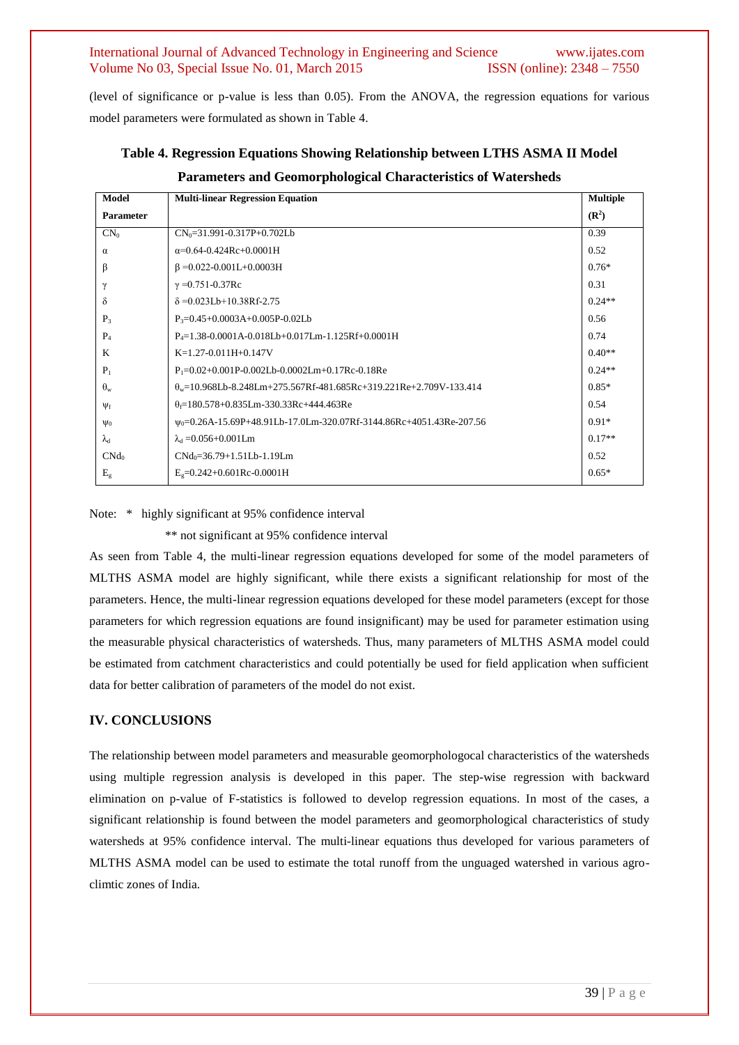(level of significance or p-value is less than 0.05). From the ANOVA, the regression equations for various model parameters were formulated as shown in Table 4.

**Table 4. Regression Equations Showing Relationship between LTHS ASMA II Model Parameters and Geomorphological Characteristics of Watersheds**

| Model Parameter | Multi-linear Regression Equation | Multiple ($R^2$) |
|---|---|---|
| $CN_0$ | $CN_0$=31.991-0.317P+0.702Lb | 0.39 |
| $\alpha$ | $\alpha$=0.64-0.424Rc+0.0001H | 0.52 |
| $\beta$ | $\beta$ =0.022-0.001L+0.0003H | 0.76* |
| $\gamma$ | $\gamma$ =0.751-0.37Rc | 0.31 |
| $\delta$ | $\delta$ =0.023Lb+10.38Rf-2.75 | 0.24** |
| $P_3$ | $P_3$=0.45+0.0003A+0.005P-0.02Lb | 0.56 |
| $P_4$ | $P_4$=1.38-0.0001A-0.018Lb+0.017Lm-1.125Rf+0.0001H | 0.74 |
| K | K=1.27-0.011H+0.147V | 0.40** |
| $P_1$ | $P_1$=0.02+0.001P-0.002Lb-0.0002Lm+0.17Rc-0.18Re | 0.24** |
| $\theta_w$ | $\theta_w$=10.968Lb-8.248Lm+275.567Rf-481.685Rc+319.221Re+2.709V-133.414 | 0.85* |
| $\psi_f$ | $\theta_f$=180.578+0.835Lm-330.33Rc+444.463Re | 0.54 |
| $\psi_0$ | $\psi_0$=0.26A-15.69P+48.91Lb-17.0Lm-320.07Rf-3144.86Rc+4051.43Re-207.56 | 0.91* |
| $\lambda_d$ | $\lambda_d$ =0.056+0.001Lm | 0.17** |
| $CNd_0$ | $CNd_0$=36.79+1.51Lb-1.19Lm | 0.52 |
| $E_g$ | $E_g$=0.242+0.601Rc-0.0001H | 0.65* |

Note: * highly significant at 95% confidence interval

** not significant at 95% confidence interval

As seen from Table 4, the multi-linear regression equations developed for some of the model parameters of MLTHS ASMA model are highly significant, while there exists a significant relationship for most of the parameters. Hence, the multi-linear regression equations developed for these model parameters (except for those parameters for which regression equations are found insignificant) may be used for parameter estimation using the measurable physical characteristics of watersheds. Thus, many parameters of MLTHS ASMA model could be estimated from catchment characteristics and could potentially be used for field application when sufficient data for better calibration of parameters of the model do not exist.

## IV. CONCLUSIONS

The relationship between model parameters and measurable geomorphologocal characteristics of the watersheds using multiple regression analysis is developed in this paper. The step-wise regression with backward elimination on p-value of F-statistics is followed to develop regression equations. In most of the cases, a significant relationship is found between the model parameters and geomorphological characteristics of study watersheds at 95% confidence interval. The multi-linear equations thus developed for various parameters of MLTHS ASMA model can be used to estimate the total runoff from the unguaged watershed in various agro-climtic zones of India.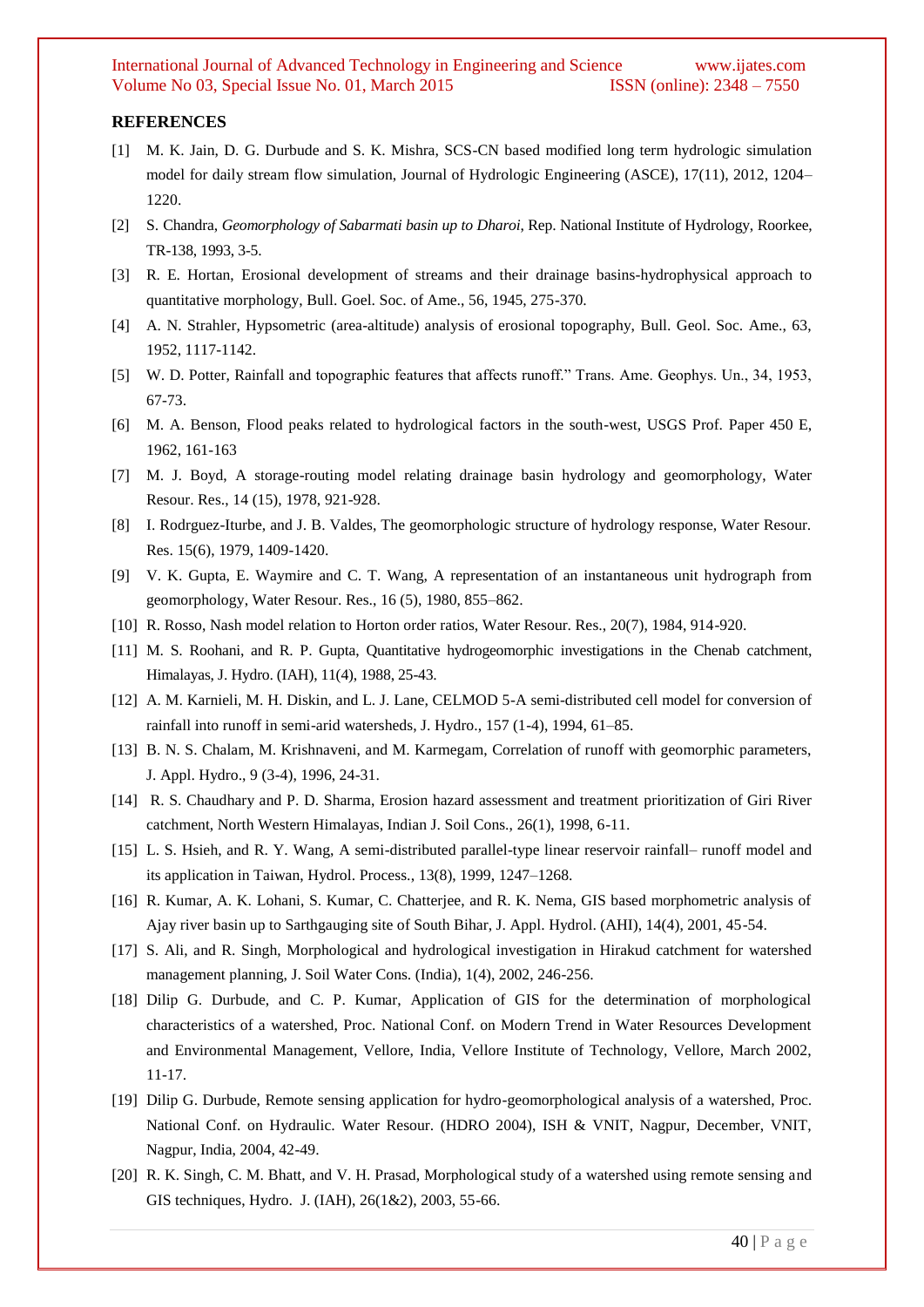## REFERENCES

[1] M. K. Jain, D. G. Durbude and S. K. Mishra, SCS-CN based modified long term hydrologic simulation model for daily stream flow simulation, Journal of Hydrologic Engineering (ASCE), 17(11), 2012, 1204–1220.

[2] S. Chandra, *Geomorphology of Sabarmati basin up to Dharoi*, Rep. National Institute of Hydrology, Roorkee, TR-138, 1993, 3-5.

[3] R. E. Hortan, Erosional development of streams and their drainage basins-hydrophysical approach to quantitative morphology, Bull. Goel. Soc. of Ame., 56, 1945, 275-370.

[4] A. N. Strahler, Hypsometric (area-altitude) analysis of erosional topography, Bull. Geol. Soc. Ame., 63, 1952, 1117-1142.

[5] W. D. Potter, Rainfall and topographic features that affects runoff." Trans. Ame. Geophys. Un., 34, 1953, 67-73.

[6] M. A. Benson, Flood peaks related to hydrological factors in the south-west, USGS Prof. Paper 450 E, 1962, 161-163

[7] M. J. Boyd, A storage-routing model relating drainage basin hydrology and geomorphology, Water Resour. Res., 14 (15), 1978, 921-928.

[8] I. Rodrguez-Iturbe, and J. B. Valdes, The geomorphologic structure of hydrology response, Water Resour. Res. 15(6), 1979, 1409-1420.

[9] V. K. Gupta, E. Waymire and C. T. Wang, A representation of an instantaneous unit hydrograph from geomorphology, Water Resour. Res., 16 (5), 1980, 855–862.

[10] R. Rosso, Nash model relation to Horton order ratios, Water Resour. Res., 20(7), 1984, 914-920.

[11] M. S. Roohani, and R. P. Gupta, Quantitative hydrogeomorphic investigations in the Chenab catchment, Himalayas, J. Hydro. (IAH), 11(4), 1988, 25-43.

[12] A. M. Karnieli, M. H. Diskin, and L. J. Lane, CELMOD 5-A semi-distributed cell model for conversion of rainfall into runoff in semi-arid watersheds, J. Hydro., 157 (1-4), 1994, 61–85.

[13] B. N. S. Chalam, M. Krishnaveni, and M. Karmegam, Correlation of runoff with geomorphic parameters, J. Appl. Hydro., 9 (3-4), 1996, 24-31.

[14] R. S. Chaudhary and P. D. Sharma, Erosion hazard assessment and treatment prioritization of Giri River catchment, North Western Himalayas, Indian J. Soil Cons., 26(1), 1998, 6-11.

[15] L. S. Hsieh, and R. Y. Wang, A semi-distributed parallel-type linear reservoir rainfall– runoff model and its application in Taiwan, Hydrol. Process., 13(8), 1999, 1247–1268.

[16] R. Kumar, A. K. Lohani, S. Kumar, C. Chatterjee, and R. K. Nema, GIS based morphometric analysis of Ajay river basin up to Sarthgauging site of South Bihar, J. Appl. Hydrol. (AHI), 14(4), 2001, 45-54.

[17] S. Ali, and R. Singh, Morphological and hydrological investigation in Hirakud catchment for watershed management planning, J. Soil Water Cons. (India), 1(4), 2002, 246-256.

[18] Dilip G. Durbude, and C. P. Kumar, Application of GIS for the determination of morphological characteristics of a watershed, Proc. National Conf. on Modern Trend in Water Resources Development and Environmental Management, Vellore, India, Vellore Institute of Technology, Vellore, March 2002, 11-17.

[19] Dilip G. Durbude, Remote sensing application for hydro-geomorphological analysis of a watershed, Proc. National Conf. on Hydraulic. Water Resour. (HDRO 2004), ISH & VNIT, Nagpur, December, VNIT, Nagpur, India, 2004, 42-49.

[20] R. K. Singh, C. M. Bhatt, and V. H. Prasad, Morphological study of a watershed using remote sensing and GIS techniques, Hydro. J. (IAH), 26(1&2), 2003, 55-66.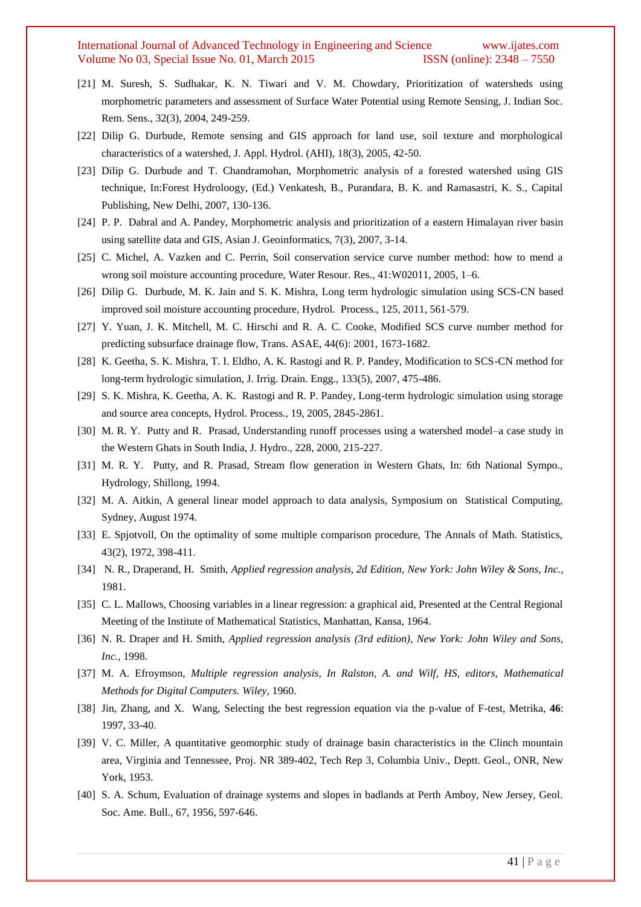[21] M. Suresh, S. Sudhakar, K. N. Tiwari and V. M. Chowdary, Prioritization of watersheds using morphometric parameters and assessment of Surface Water Potential using Remote Sensing, J. Indian Soc. Rem. Sens., 32(3), 2004, 249-259.

[22] Dilip G. Durbude, Remote sensing and GIS approach for land use, soil texture and morphological characteristics of a watershed, J. Appl. Hydrol. (AHI), 18(3), 2005, 42-50.

[23] Dilip G. Durbude and T. Chandramohan, Morphometric analysis of a forested watershed using GIS technique, In:Forest Hydroloogy, (Ed.) Venkatesh, B., Purandara, B. K. and Ramasastri, K. S., Capital Publishing, New Delhi, 2007, 130-136.

[24] P. P. Dabral and A. Pandey, Morphometric analysis and prioritization of a eastern Himalayan river basin using satellite data and GIS, Asian J. Geoinformatics, 7(3), 2007, 3-14.

[25] C. Michel, A. Vazken and C. Perrin, Soil conservation service curve number method: how to mend a wrong soil moisture accounting procedure, Water Resour. Res., 41:W02011, 2005, 1–6.

[26] Dilip G. Durbude, M. K. Jain and S. K. Mishra, Long term hydrologic simulation using SCS-CN based improved soil moisture accounting procedure, Hydrol. Process., 125, 2011, 561-579.

[27] Y. Yuan, J. K. Mitchell, M. C. Hirschi and R. A. C. Cooke, Modified SCS curve number method for predicting subsurface drainage flow, Trans. ASAE, 44(6): 2001, 1673-1682.

[28] K. Geetha, S. K. Mishra, T. I. Eldho, A. K. Rastogi and R. P. Pandey, Modification to SCS-CN method for long-term hydrologic simulation, J. Irrig. Drain. Engg., 133(5), 2007, 475-486.

[29] S. K. Mishra, K. Geetha, A. K. Rastogi and R. P. Pandey, Long-term hydrologic simulation using storage and source area concepts, Hydrol. Process., 19, 2005, 2845-2861.

[30] M. R. Y. Putty and R. Prasad, Understanding runoff processes using a watershed model–a case study in the Western Ghats in South India, J. Hydro., 228, 2000, 215-227.

[31] M. R. Y. Putty, and R. Prasad, Stream flow generation in Western Ghats, In: 6th National Sympo., Hydrology, Shillong, 1994.

[32] M. A. Aitkin, A general linear model approach to data analysis, Symposium on Statistical Computing, Sydney, August 1974.

[33] E. Spjotvoll, On the optimality of some multiple comparison procedure, The Annals of Math. Statistics, 43(2), 1972, 398-411.

[34] N. R., Draperand, H. Smith, *Applied regression analysis, 2d Edition, New York: John Wiley & Sons, Inc.*, 1981.

[35] C. L. Mallows, Choosing variables in a linear regression: a graphical aid, Presented at the Central Regional Meeting of the Institute of Mathematical Statistics, Manhattan, Kansa, 1964.

[36] N. R. Draper and H. Smith, *Applied regression analysis (3rd edition), New York: John Wiley and Sons, Inc.*, 1998.

[37] M. A. Efroymson, *Multiple regression analysis, In Ralston, A. and Wilf, HS, editors, Mathematical Methods for Digital Computers. Wiley*, 1960.

[38] Jin, Zhang, and X. Wang, Selecting the best regression equation via the p-value of F-test, Metrika, **46**: 1997, 33-40.

[39] V. C. Miller, A quantitative geomorphic study of drainage basin characteristics in the Clinch mountain area, Virginia and Tennessee, Proj. NR 389-402, Tech Rep 3, Columbia Univ., Deptt. Geol., ONR, New York, 1953.

[40] S. A. Schum, Evaluation of drainage systems and slopes in badlands at Perth Amboy, New Jersey, Geol. Soc. Ame. Bull., 67, 1956, 597-646.